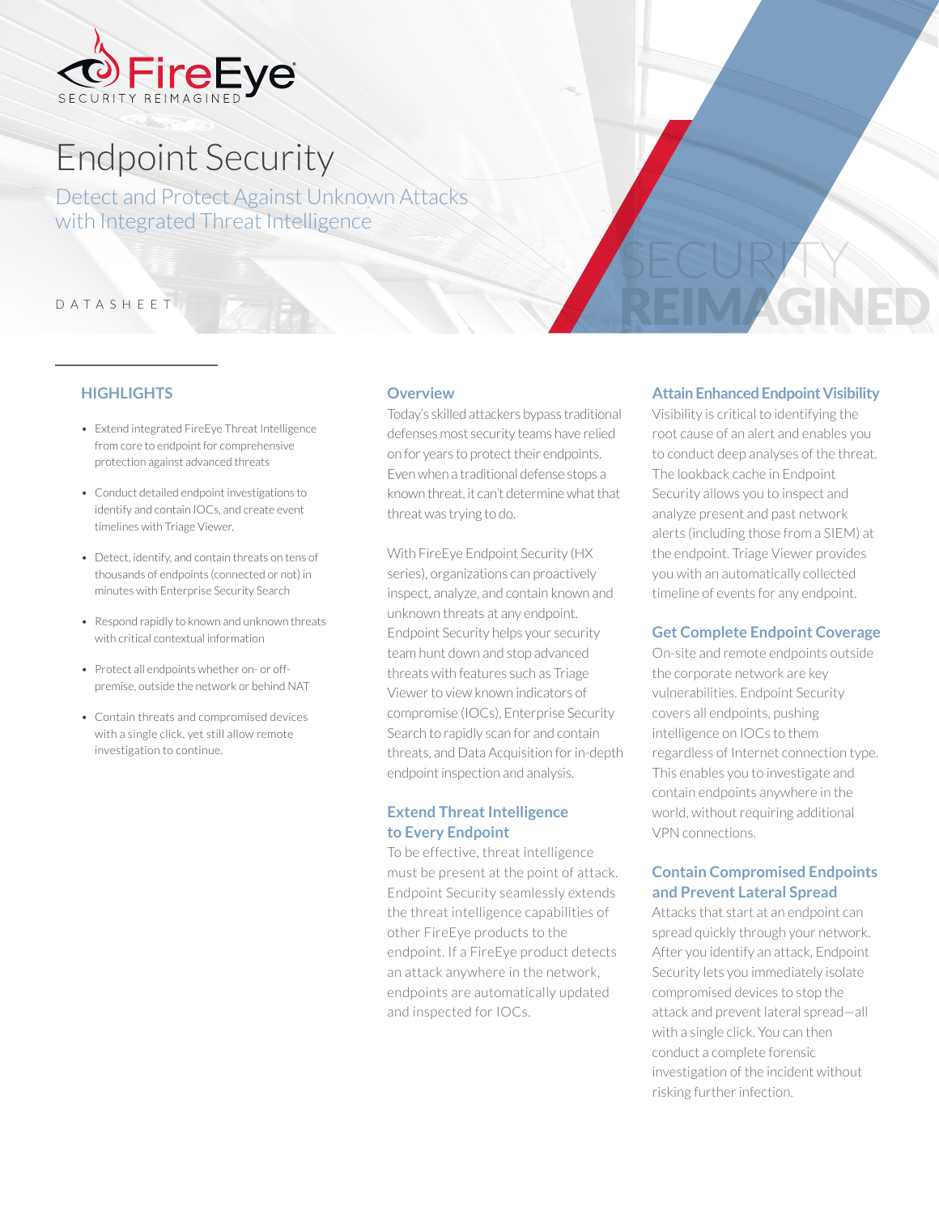# Endpoint Security

Detect and Protect Against Unknown Attacks with Integrated Threat Intelligence

DATASHEET

## HIGHLIGHTS

- Extend integrated FireEye Threat Intelligence from core to endpoint for comprehensive protection against advanced threats
- Conduct detailed endpoint investigations to identify and contain IOCs, and create event timelines with Triage Viewer.
- Detect, identify, and contain threats on tens of thousands of endpoints (connected or not) in minutes with Enterprise Security Search
- Respond rapidly to known and unknown threats with critical contextual information
- Protect all endpoints whether on- or off-premise, outside the network or behind NAT
- Contain threats and compromised devices with a single click, yet still allow remote investigation to continue.

## Overview

Today's skilled attackers bypass traditional defenses most security teams have relied on for years to protect their endpoints. Even when a traditional defense stops a known threat, it can't determine what that threat was trying to do.

With FireEye Endpoint Security (HX series), organizations can proactively inspect, analyze, and contain known and unknown threats at any endpoint. Endpoint Security helps your security team hunt down and stop advanced threats with features such as Triage Viewer to view known indicators of compromise (IOCs), Enterprise Security Search to rapidly scan for and contain threats, and Data Acquisition for in-depth endpoint inspection and analysis.

## Extend Threat Intelligence to Every Endpoint

To be effective, threat intelligence must be present at the point of attack. Endpoint Security seamlessly extends the threat intelligence capabilities of other FireEye products to the endpoint. If a FireEye product detects an attack anywhere in the network, endpoints are automatically updated and inspected for IOCs.

## Attain Enhanced Endpoint Visibility

Visibility is critical to identifying the root cause of an alert and enables you to conduct deep analyses of the threat. The lookback cache in Endpoint Security allows you to inspect and analyze present and past network alerts (including those from a SIEM) at the endpoint. Triage Viewer provides you with an automatically collected timeline of events for any endpoint.

## Get Complete Endpoint Coverage

On-site and remote endpoints outside the corporate network are key vulnerabilities. Endpoint Security covers all endpoints, pushing intelligence on IOCs to them regardless of Internet connection type. This enables you to investigate and contain endpoints anywhere in the world, without requiring additional VPN connections.

## Contain Compromised Endpoints and Prevent Lateral Spread

Attacks that start at an endpoint can spread quickly through your network. After you identify an attack, Endpoint Security lets you immediately isolate compromised devices to stop the attack and prevent lateral spread—all with a single click. You can then conduct a complete forensic investigation of the incident without risking further infection.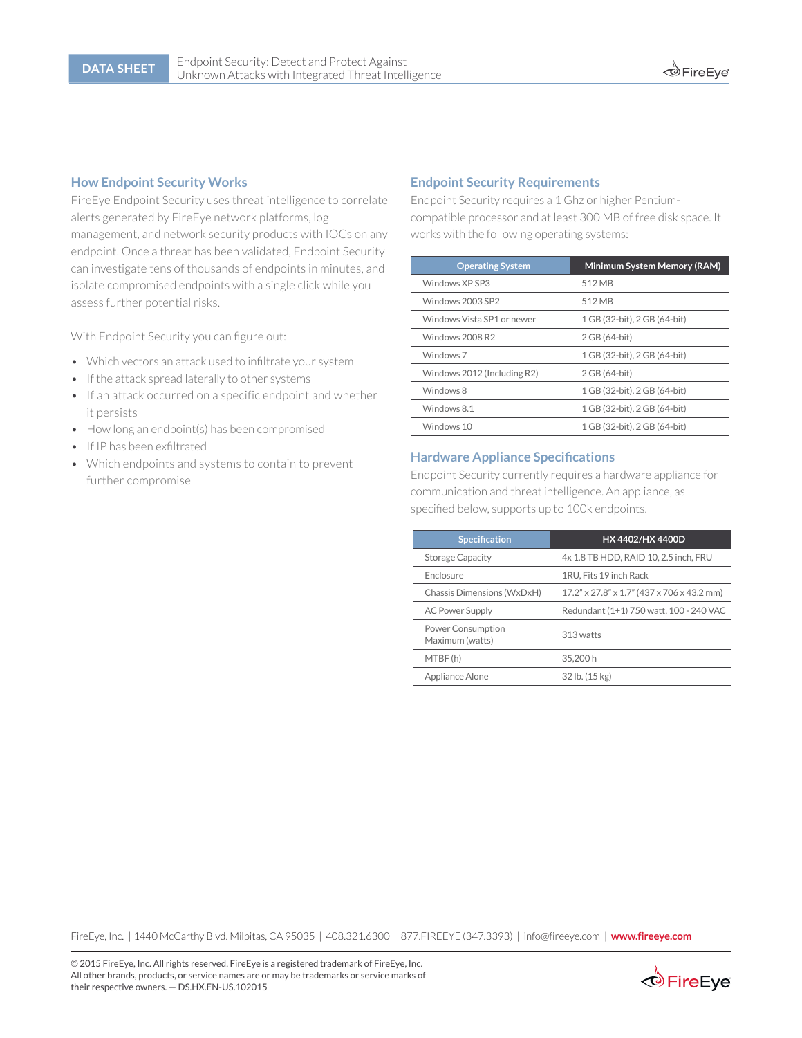## How Endpoint Security Works

FireEye Endpoint Security uses threat intelligence to correlate alerts generated by FireEye network platforms, log management, and network security products with IOCs on any endpoint. Once a threat has been validated, Endpoint Security can investigate tens of thousands of endpoints in minutes, and isolate compromised endpoints with a single click while you assess further potential risks.

With Endpoint Security you can figure out:

- Which vectors an attack used to infiltrate your system
- If the attack spread laterally to other systems
- If an attack occurred on a specific endpoint and whether it persists
- How long an endpoint(s) has been compromised
- If IP has been exfiltrated
- Which endpoints and systems to contain to prevent further compromise

## Endpoint Security Requirements

Endpoint Security requires a 1 Ghz or higher Pentium-compatible processor and at least 300 MB of free disk space. It works with the following operating systems:

| Operating System | Minimum System Memory (RAM) |
|---|---|
| Windows XP SP3 | 512 MB |
| Windows 2003 SP2 | 512 MB |
| Windows Vista SP1 or newer | 1 GB (32-bit), 2 GB (64-bit) |
| Windows 2008 R2 | 2 GB (64-bit) |
| Windows 7 | 1 GB (32-bit), 2 GB (64-bit) |
| Windows 2012 (Including R2) | 2 GB (64-bit) |
| Windows 8 | 1 GB (32-bit), 2 GB (64-bit) |
| Windows 8.1 | 1 GB (32-bit), 2 GB (64-bit) |
| Windows 10 | 1 GB (32-bit), 2 GB (64-bit) |

## Hardware Appliance Specifications

Endpoint Security currently requires a hardware appliance for communication and threat intelligence. An appliance, as specified below, supports up to 100k endpoints.

| Specification | HX 4402/HX 4400D |
|---|---|
| Storage Capacity | 4x 1.8 TB HDD, RAID 10, 2.5 inch, FRU |
| Enclosure | 1RU, Fits 19 inch Rack |
| Chassis Dimensions (WxDxH) | 17.2" x 27.8" x 1.7" (437 x 706 x 43.2 mm) |
| AC Power Supply | Redundant (1+1) 750 watt, 100 - 240 VAC |
| Power Consumption Maximum (watts) | 313 watts |
| MTBF (h) | 35,200 h |
| Appliance Alone | 32 lb. (15 kg) |

FireEye, Inc. | 1440 McCarthy Blvd. Milpitas, CA 95035 | 408.321.6300 | 877.FIREEYE (347.3393) | info@fireeye.com | **www.fireeye.com**

© 2015 FireEye, Inc. All rights reserved. FireEye is a registered trademark of FireEye, Inc. All other brands, products, or service names are or may be trademarks or service marks of their respective owners. — DS.HX.EN-US.102015